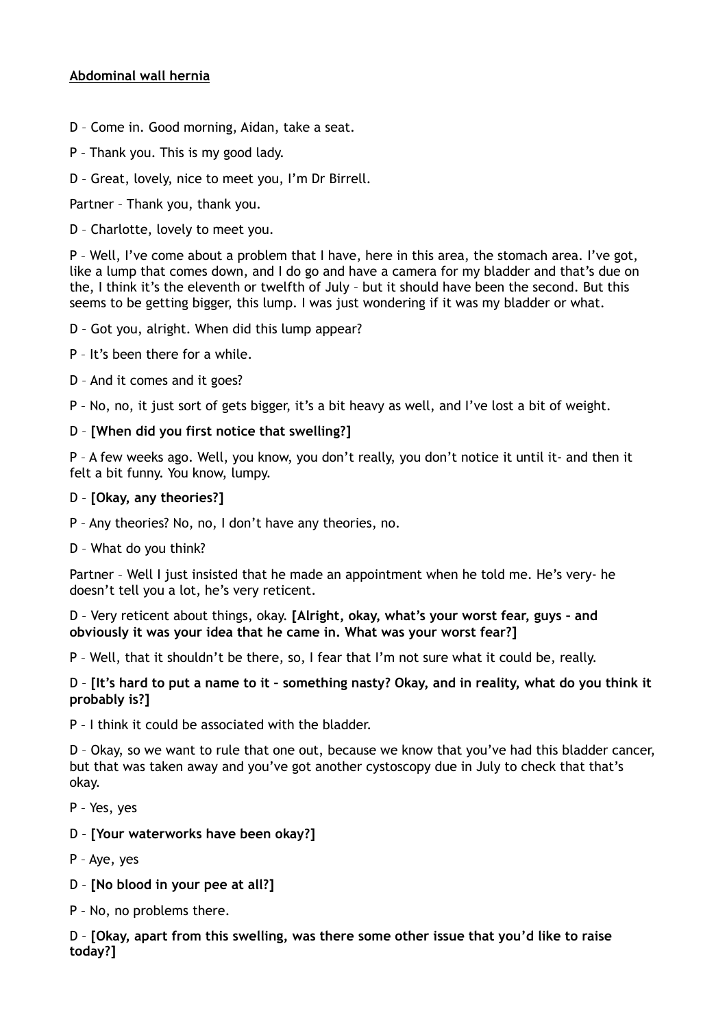**Abdominal wall hernia**

D – Come in. Good morning, Aidan, take a seat.

P – Thank you. This is my good lady.

D – Great, lovely, nice to meet you, I'm Dr Birrell.

Partner – Thank you, thank you.

D – Charlotte, lovely to meet you.

P – Well, I've come about a problem that I have, here in this area, the stomach area. I've got, like a lump that comes down, and I do go and have a camera for my bladder and that's due on the, I think it's the eleventh or twelfth of July – but it should have been the second. But this seems to be getting bigger, this lump. I was just wondering if it was my bladder or what.

D – Got you, alright. When did this lump appear?

P – It's been there for a while.

D – And it comes and it goes?

P – No, no, it just sort of gets bigger, it's a bit heavy as well, and I've lost a bit of weight.

D – **[When did you first notice that swelling?]**

P – A few weeks ago. Well, you know, you don't really, you don't notice it until it- and then it felt a bit funny. You know, lumpy.

D – **[Okay, any theories?]**

P – Any theories? No, no, I don't have any theories, no.

D – What do you think?

Partner – Well I just insisted that he made an appointment when he told me. He's very- he doesn't tell you a lot, he's very reticent.

D – Very reticent about things, okay. **[Alright, okay, what's your worst fear, guys – and obviously it was your idea that he came in. What was your worst fear?]**

P – Well, that it shouldn't be there, so, I fear that I'm not sure what it could be, really.

D – **[It's hard to put a name to it – something nasty? Okay, and in reality, what do you think it probably is?]**

P – I think it could be associated with the bladder.

D – Okay, so we want to rule that one out, because we know that you've had this bladder cancer, but that was taken away and you've got another cystoscopy due in July to check that that's okay.

P – Yes, yes

D – **[Your waterworks have been okay?]**

P – Aye, yes

D – **[No blood in your pee at all?]**

P – No, no problems there.

D – **[Okay, apart from this swelling, was there some other issue that you'd like to raise today?]**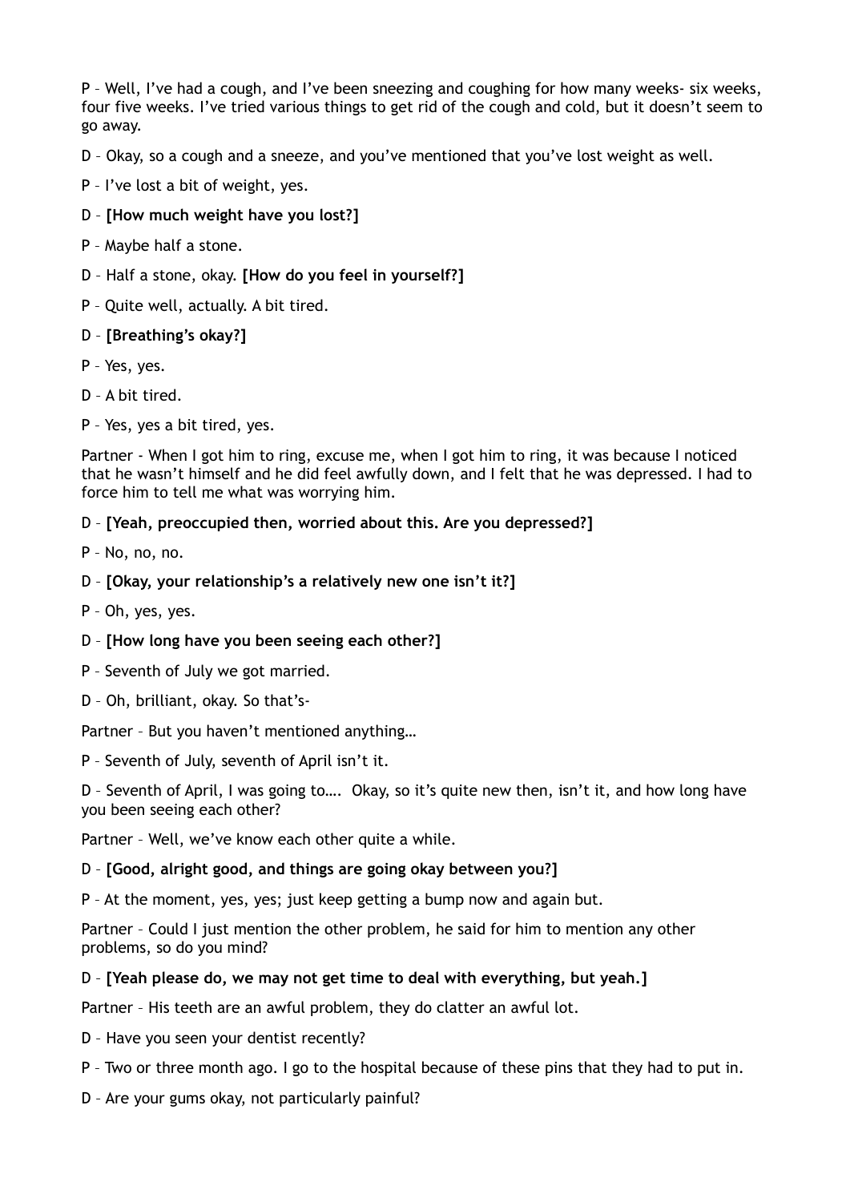P – Well, I've had a cough, and I've been sneezing and coughing for how many weeks- six weeks, four five weeks. I've tried various things to get rid of the cough and cold, but it doesn't seem to go away.

D – Okay, so a cough and a sneeze, and you've mentioned that you've lost weight as well.

P – I've lost a bit of weight, yes.

D – **[How much weight have you lost?]**

P – Maybe half a stone.

D – Half a stone, okay. **[How do you feel in yourself?]**

P – Quite well, actually. A bit tired.

D – **[Breathing's okay?]**

P – Yes, yes.

D – A bit tired.

P – Yes, yes a bit tired, yes.

Partner - When I got him to ring, excuse me, when I got him to ring, it was because I noticed that he wasn't himself and he did feel awfully down, and I felt that he was depressed. I had to force him to tell me what was worrying him.

D – **[Yeah, preoccupied then, worried about this. Are you depressed?]**

P – No, no, no.

D – **[Okay, your relationship's a relatively new one isn't it?]**

P – Oh, yes, yes.

D – **[How long have you been seeing each other?]**

P – Seventh of July we got married.

D – Oh, brilliant, okay. So that's-

Partner – But you haven't mentioned anything…

P – Seventh of July, seventh of April isn't it.

D – Seventh of April, I was going to…. Okay, so it's quite new then, isn't it, and how long have you been seeing each other?

Partner – Well, we've know each other quite a while.

D – **[Good, alright good, and things are going okay between you?]**

P – At the moment, yes, yes; just keep getting a bump now and again but.

Partner – Could I just mention the other problem, he said for him to mention any other problems, so do you mind?

D – **[Yeah please do, we may not get time to deal with everything, but yeah.]**

Partner – His teeth are an awful problem, they do clatter an awful lot.

D – Have you seen your dentist recently?

P – Two or three month ago. I go to the hospital because of these pins that they had to put in.

D – Are your gums okay, not particularly painful?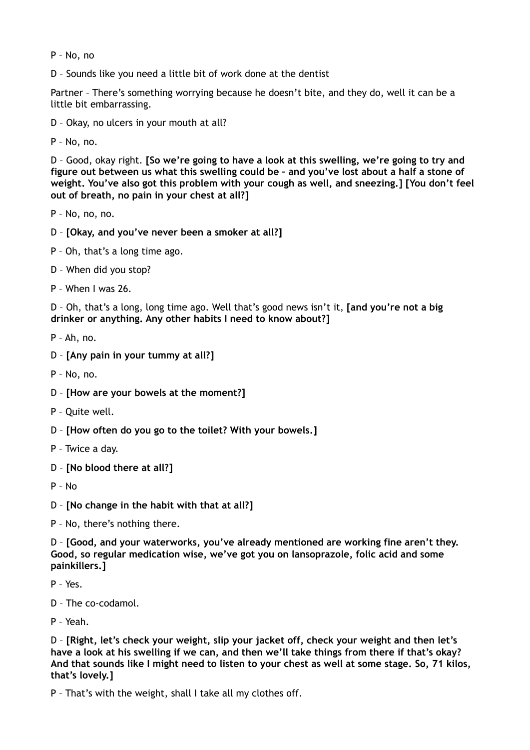P – No, no

D – Sounds like you need a little bit of work done at the dentist

Partner – There's something worrying because he doesn't bite, and they do, well it can be a little bit embarrassing.

D – Okay, no ulcers in your mouth at all?

P – No, no.

D – Good, okay right. **[So we're going to have a look at this swelling, we're going to try and figure out between us what this swelling could be – and you've lost about a half a stone of weight. You've also got this problem with your cough as well, and sneezing.] [You don't feel out of breath, no pain in your chest at all?]**

P – No, no, no.

D – **[Okay, and you've never been a smoker at all?]**

P – Oh, that's a long time ago.

D – When did you stop?

P – When I was 26.

D – Oh, that's a long, long time ago. Well that's good news isn't it, **[and you're not a big drinker or anything. Any other habits I need to know about?]**

P – Ah, no.

D – **[Any pain in your tummy at all?]**

P – No, no.

D – **[How are your bowels at the moment?]**

P – Quite well.

D – **[How often do you go to the toilet? With your bowels.]**

P – Twice a day.

D – **[No blood there at all?]**

P – No

D – **[No change in the habit with that at all?]**

P – No, there's nothing there.

D – **[Good, and your waterworks, you've already mentioned are working fine aren't they. Good, so regular medication wise, we've got you on lansoprazole, folic acid and some painkillers.]**

P – Yes.

D – The co-codamol.

P – Yeah.

D – **[Right, let's check your weight, slip your jacket off, check your weight and then let's have a look at his swelling if we can, and then we'll take things from there if that's okay? And that sounds like I might need to listen to your chest as well at some stage. So, 71 kilos, that's lovely.]**

P – That's with the weight, shall I take all my clothes off.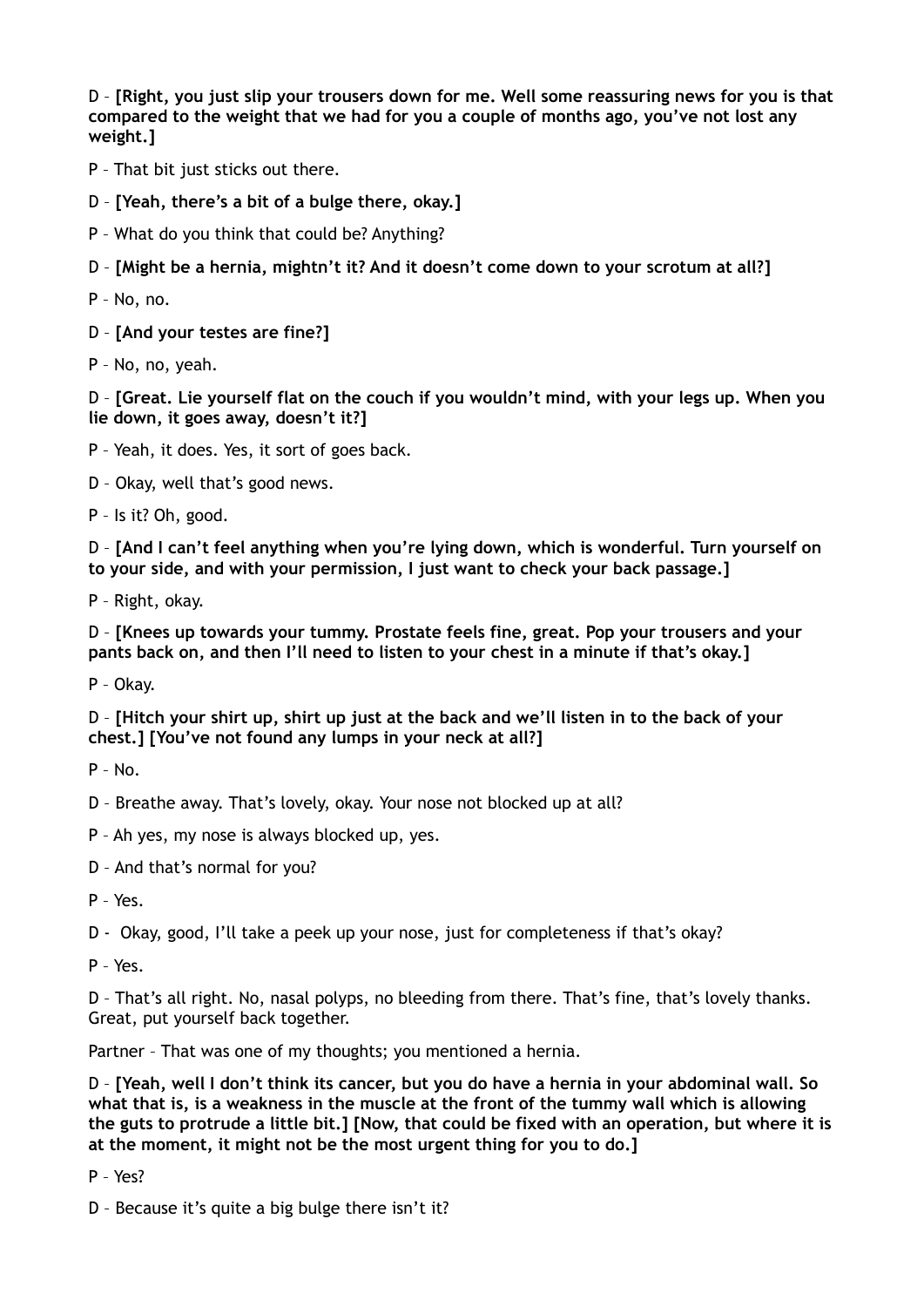D – **[Right, you just slip your trousers down for me. Well some reassuring news for you is that compared to the weight that we had for you a couple of months ago, you've not lost any weight.]**

P – That bit just sticks out there.

D – **[Yeah, there's a bit of a bulge there, okay.]**

P – What do you think that could be? Anything?

D – **[Might be a hernia, mightn't it? And it doesn't come down to your scrotum at all?]**

P – No, no.

D – **[And your testes are fine?]**

P – No, no, yeah.

D – **[Great. Lie yourself flat on the couch if you wouldn't mind, with your legs up. When you lie down, it goes away, doesn't it?]**

P – Yeah, it does. Yes, it sort of goes back.

D – Okay, well that's good news.

P – Is it? Oh, good.

D – **[And I can't feel anything when you're lying down, which is wonderful. Turn yourself on to your side, and with your permission, I just want to check your back passage.]**

P – Right, okay.

D – **[Knees up towards your tummy. Prostate feels fine, great. Pop your trousers and your pants back on, and then I'll need to listen to your chest in a minute if that's okay.]**

P – Okay.

D – **[Hitch your shirt up, shirt up just at the back and we'll listen in to the back of your chest.] [You've not found any lumps in your neck at all?]**

P – No.

D – Breathe away. That's lovely, okay. Your nose not blocked up at all?

P – Ah yes, my nose is always blocked up, yes.

D – And that's normal for you?

P – Yes.

D - Okay, good, I'll take a peek up your nose, just for completeness if that's okay?

P – Yes.

D – That's all right. No, nasal polyps, no bleeding from there. That's fine, that's lovely thanks. Great, put yourself back together.

Partner – That was one of my thoughts; you mentioned a hernia.

D – **[Yeah, well I don't think its cancer, but you do have a hernia in your abdominal wall. So what that is, is a weakness in the muscle at the front of the tummy wall which is allowing the guts to protrude a little bit.] [Now, that could be fixed with an operation, but where it is at the moment, it might not be the most urgent thing for you to do.]**

P – Yes?

D – Because it's quite a big bulge there isn't it?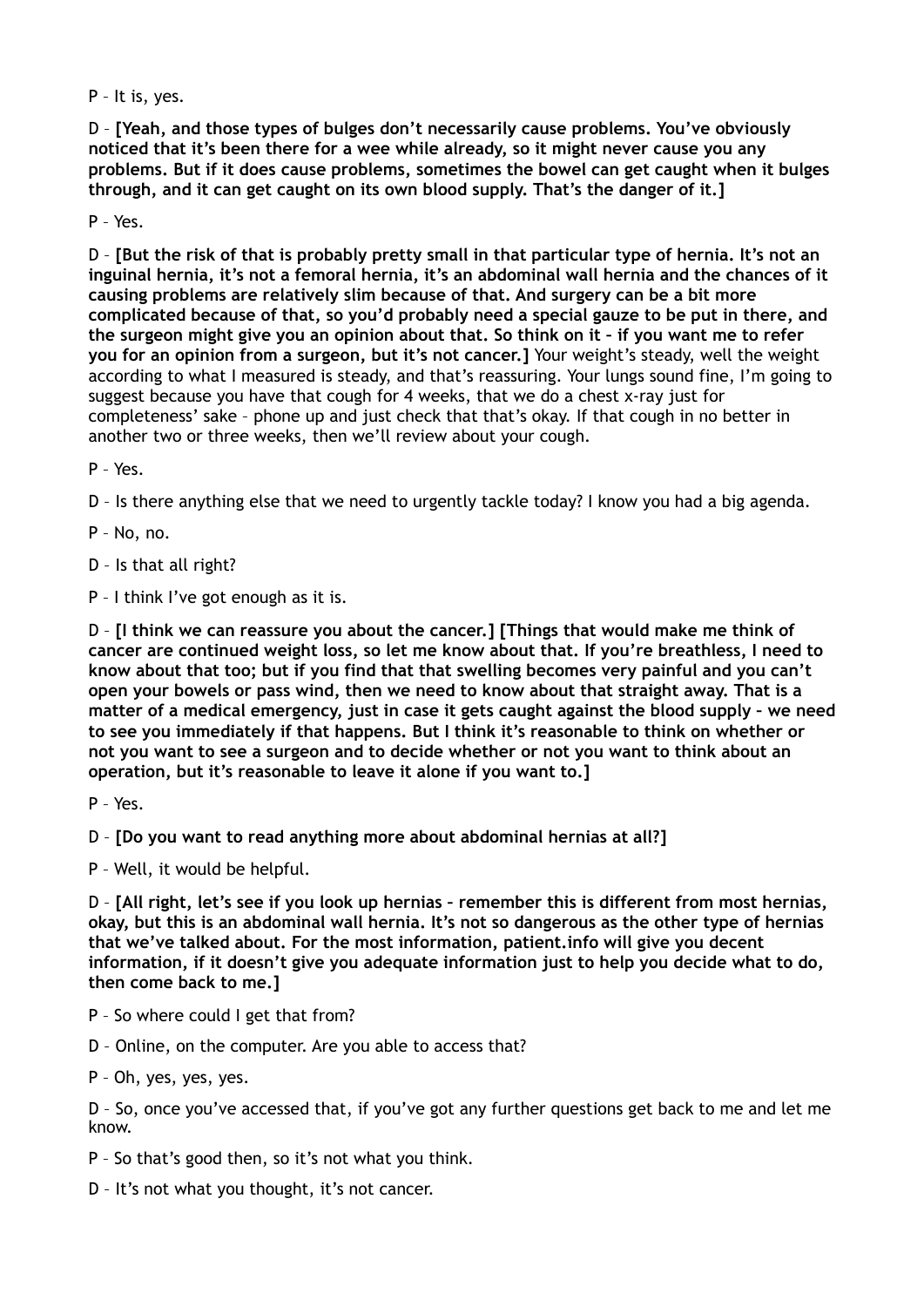P – It is, yes.

D – **[Yeah, and those types of bulges don't necessarily cause problems. You've obviously noticed that it's been there for a wee while already, so it might never cause you any problems. But if it does cause problems, sometimes the bowel can get caught when it bulges through, and it can get caught on its own blood supply. That's the danger of it.]**

P – Yes.

D – **[But the risk of that is probably pretty small in that particular type of hernia. It's not an inguinal hernia, it's not a femoral hernia, it's an abdominal wall hernia and the chances of it causing problems are relatively slim because of that. And surgery can be a bit more complicated because of that, so you'd probably need a special gauze to be put in there, and the surgeon might give you an opinion about that. So think on it – if you want me to refer you for an opinion from a surgeon, but it's not cancer.]** Your weight's steady, well the weight according to what I measured is steady, and that's reassuring. Your lungs sound fine, I'm going to suggest because you have that cough for 4 weeks, that we do a chest x-ray just for completeness' sake – phone up and just check that that's okay. If that cough in no better in another two or three weeks, then we'll review about your cough.

P – Yes.

D – Is there anything else that we need to urgently tackle today? I know you had a big agenda.

P – No, no.

D – Is that all right?

P – I think I've got enough as it is.

D – **[I think we can reassure you about the cancer.] [Things that would make me think of cancer are continued weight loss, so let me know about that. If you're breathless, I need to know about that too; but if you find that that swelling becomes very painful and you can't open your bowels or pass wind, then we need to know about that straight away. That is a matter of a medical emergency, just in case it gets caught against the blood supply – we need to see you immediately if that happens. But I think it's reasonable to think on whether or not you want to see a surgeon and to decide whether or not you want to think about an operation, but it's reasonable to leave it alone if you want to.]**

P – Yes.

D – **[Do you want to read anything more about abdominal hernias at all?]**

P – Well, it would be helpful.

D – **[All right, let's see if you look up hernias – remember this is different from most hernias, okay, but this is an abdominal wall hernia. It's not so dangerous as the other type of hernias that we've talked about. For the most information, patient.info will give you decent information, if it doesn't give you adequate information just to help you decide what to do, then come back to me.]**

P – So where could I get that from?

D – Online, on the computer. Are you able to access that?

P – Oh, yes, yes, yes.

D – So, once you've accessed that, if you've got any further questions get back to me and let me know.

P – So that's good then, so it's not what you think.

D – It's not what you thought, it's not cancer.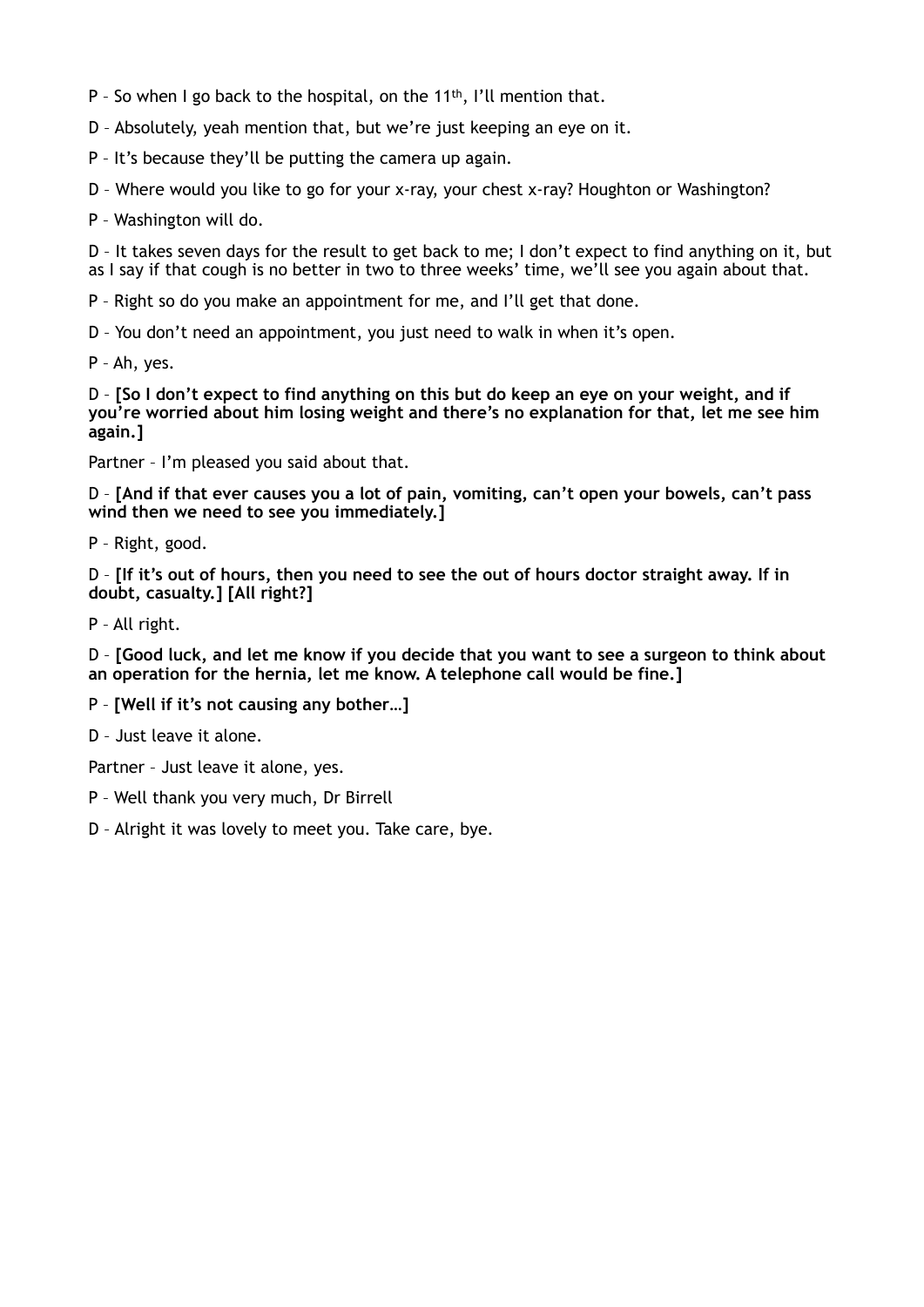P – So when I go back to the hospital, on the 11th, I'll mention that.

D – Absolutely, yeah mention that, but we're just keeping an eye on it.

P – It's because they'll be putting the camera up again.

D – Where would you like to go for your x-ray, your chest x-ray? Houghton or Washington?

P – Washington will do.

D – It takes seven days for the result to get back to me; I don't expect to find anything on it, but as I say if that cough is no better in two to three weeks' time, we'll see you again about that.

P – Right so do you make an appointment for me, and I'll get that done.

D – You don't need an appointment, you just need to walk in when it's open.

P – Ah, yes.

D – **[So I don't expect to find anything on this but do keep an eye on your weight, and if you're worried about him losing weight and there's no explanation for that, let me see him again.]**

Partner – I'm pleased you said about that.

D – **[And if that ever causes you a lot of pain, vomiting, can't open your bowels, can't pass wind then we need to see you immediately.]**

P – Right, good.

D – **[If it's out of hours, then you need to see the out of hours doctor straight away. If in doubt, casualty.] [All right?]**

P – All right.

D – **[Good luck, and let me know if you decide that you want to see a surgeon to think about an operation for the hernia, let me know. A telephone call would be fine.]**

P – **[Well if it's not causing any bother…]**

D – Just leave it alone.

Partner – Just leave it alone, yes.

P – Well thank you very much, Dr Birrell

D – Alright it was lovely to meet you. Take care, bye.